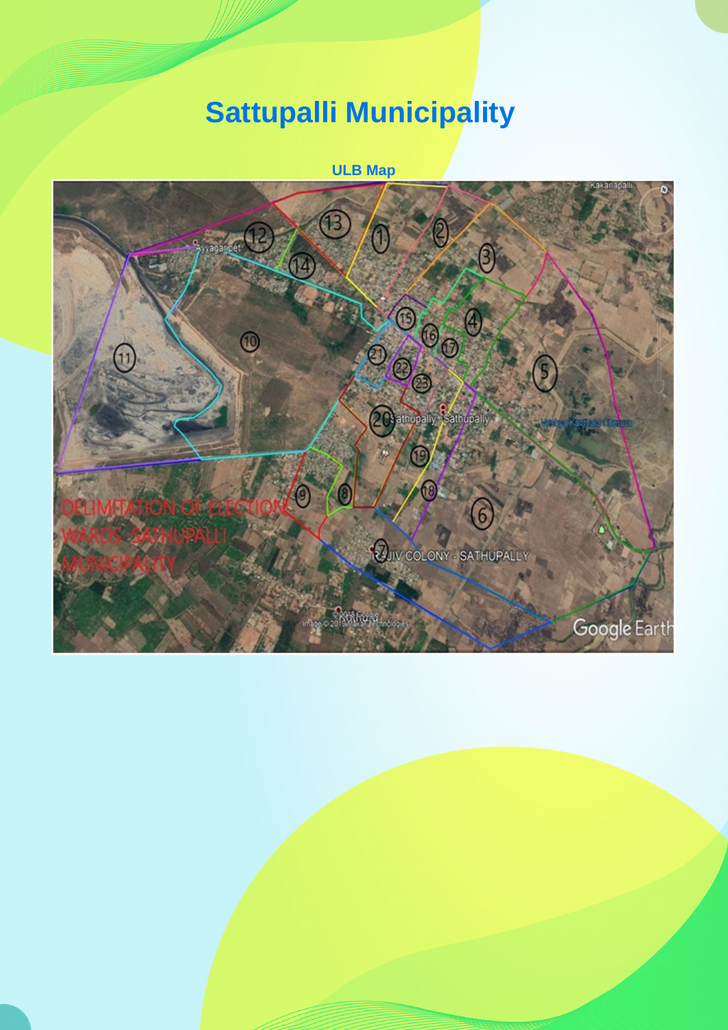# Sattupalli Municipality

**ULB Map**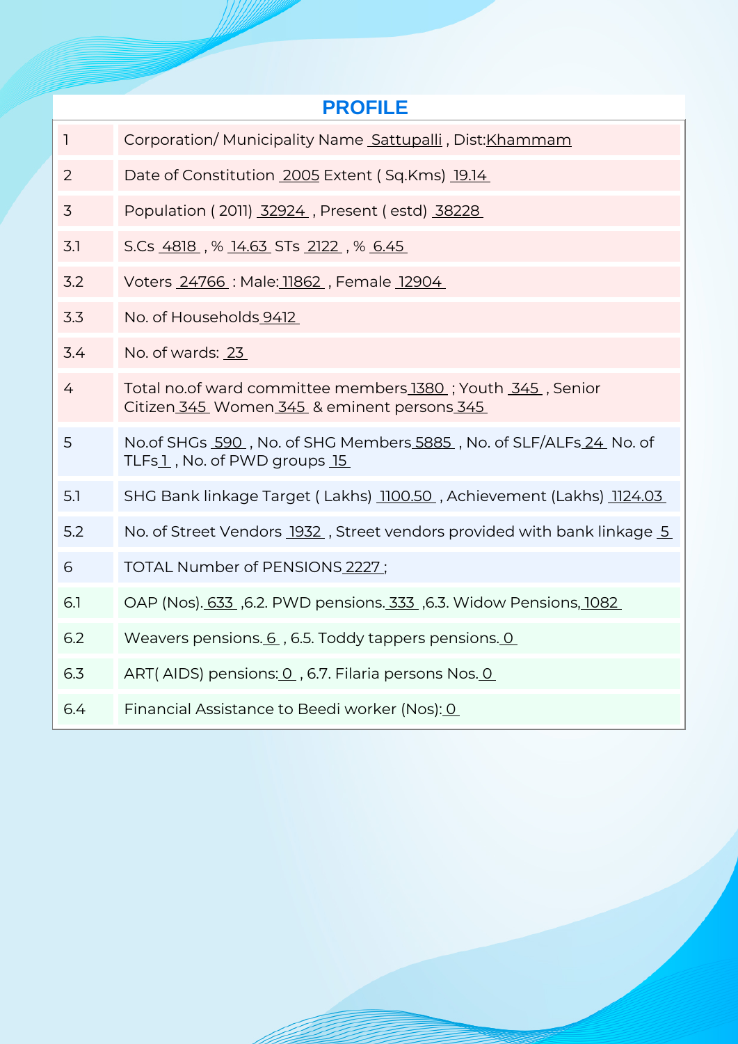# PROFILE

| | |
|---|---|
| 1 | Corporation/ Municipality Name Sattupalli , Dist:Khammam |
| 2 | Date of Constitution 2005 Extent ( Sq.Kms) 19.14 |
| 3 | Population ( 2011) 32924 , Present ( estd) 38228 |
| 3.1 | S.Cs 4818 , % 14.63 STs 2122 , % 6.45 |
| 3.2 | Voters 24766 : Male: 11862 , Female 12904 |
| 3.3 | No. of Households 9412 |
| 3.4 | No. of wards: 23 |
| 4 | Total no.of ward committee members 1380 ; Youth 345 , Senior Citizen 345 Women 345 & eminent persons 345 |
| 5 | No.of SHGs 590 , No. of SHG Members 5885 , No. of SLF/ALFs 24 No. of TLFs 1 , No. of PWD groups 15 |
| 5.1 | SHG Bank linkage Target ( Lakhs) 1100.50 , Achievement (Lakhs) 1124.03 |
| 5.2 | No. of Street Vendors 1932 , Street vendors provided with bank linkage 5 |
| 6 | TOTAL Number of PENSIONS 2227 ; |
| 6.1 | OAP (Nos). 633 ,6.2. PWD pensions. 333 ,6.3. Widow Pensions, 1082 |
| 6.2 | Weavers pensions. 6 , 6.5. Toddy tappers pensions. 0 |
| 6.3 | ART( AIDS) pensions: 0 , 6.7. Filaria persons Nos. 0 |
| 6.4 | Financial Assistance to Beedi worker (Nos): 0 |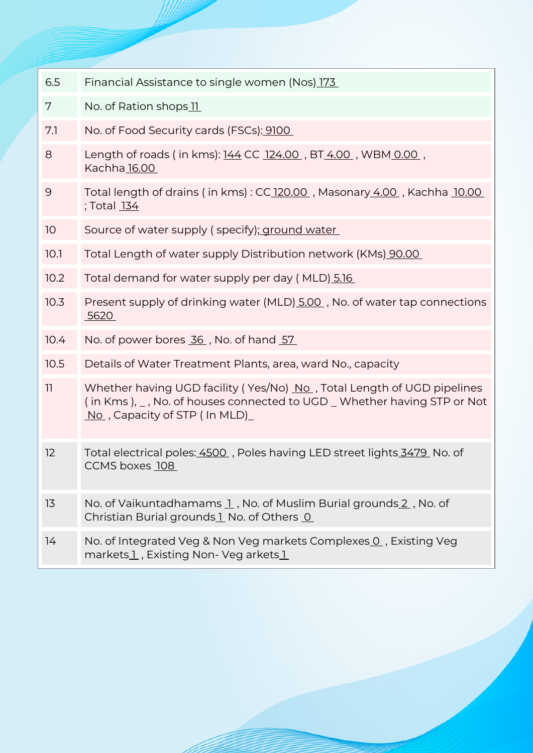| | |
|---|---|
| 6.5 | Financial Assistance to single women (Nos) 173 |
| 7 | No. of Ration shops 11 |
| 7.1 | No. of Food Security cards (FSCs): 9100 |
| 8 | Length of roads ( in kms): 144 CC 124.00 , BT 4.00 , WBM 0.00 , Kachha 16.00 |
| 9 | Total length of drains ( in kms) : CC 120.00 , Masonary 4.00 , Kachha 10.00 ; Total 134 |
| 10 | Source of water supply ( specify); ground water |
| 10.1 | Total Length of water supply Distribution network (KMs) 90.00 |
| 10.2 | Total demand for water supply per day ( MLD) 5.16 |
| 10.3 | Present supply of drinking water (MLD) 5.00 , No. of water tap connections 5620 |
| 10.4 | No. of power bores 36 , No. of hand 57 |
| 10.5 | Details of Water Treatment Plants, area, ward No., capacity |
| 11 | Whether having UGD facility ( Yes/No) No , Total Length of UGD pipelines ( in Kms ), _ , No. of houses connected to UGD _ Whether having STP or Not No , Capacity of STP ( In MLD)_ |
| 12 | Total electrical poles: 4500 , Poles having LED street lights 3479 No. of CCMS boxes 108 |
| 13 | No. of Vaikuntadhamams 1 , No. of Muslim Burial grounds 2 , No. of Christian Burial grounds 1 No. of Others 0 |
| 14 | No. of Integrated Veg & Non Veg markets Complexes 0 , Existing Veg markets 1 , Existing Non- Veg arkets 1 |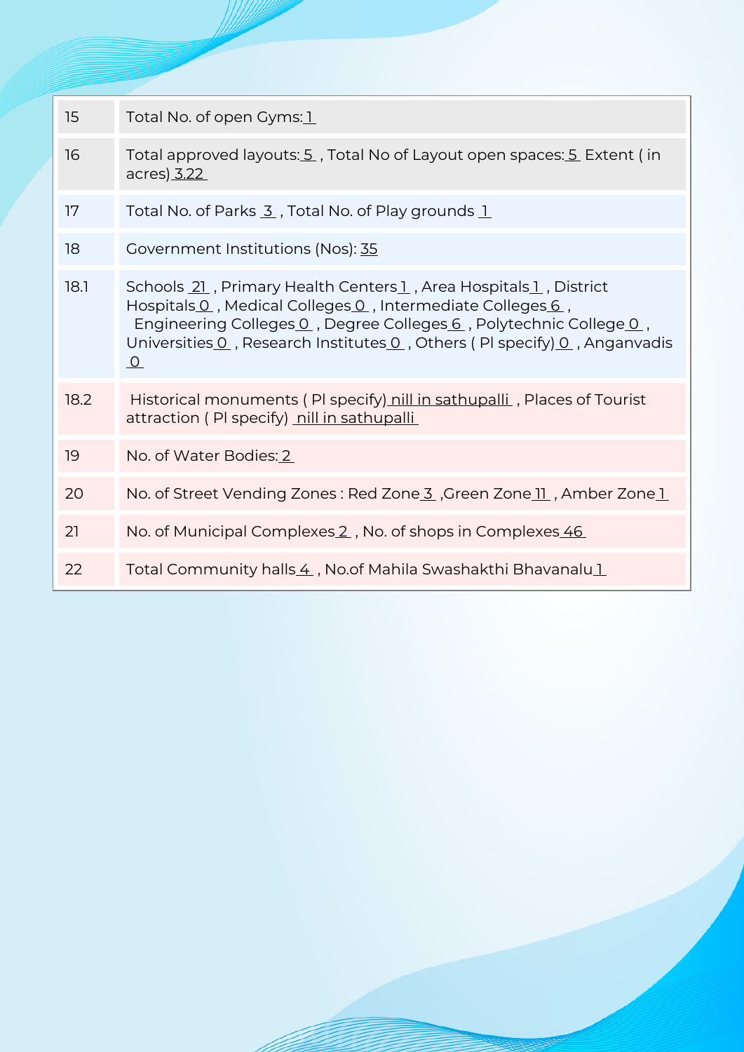| | |
|---|---|
| 15 | Total No. of open Gyms: 1 |
| 16 | Total approved layouts: 5 , Total No of Layout open spaces: 5 Extent ( in acres) 3.22 |
| 17 | Total No. of Parks 3 , Total No. of Play grounds 1 |
| 18 | Government Institutions (Nos): 35 |
| 18.1 | Schools 21 , Primary Health Centers 1 , Area Hospitals 1 , District Hospitals 0 , Medical Colleges 0 , Intermediate Colleges 6 , Engineering Colleges 0 , Degree Colleges 6 , Polytechnic College 0 , Universities 0 , Research Institutes 0 , Others ( Pl specify) 0 , Anganvadis 0 |
| 18.2 | Historical monuments ( Pl specify) nill in sathupalli , Places of Tourist attraction ( Pl specify) nill in sathupalli |
| 19 | No. of Water Bodies: 2 |
| 20 | No. of Street Vending Zones : Red Zone 3 ,Green Zone 11 , Amber Zone 1 |
| 21 | No. of Municipal Complexes 2 , No. of shops in Complexes 46 |
| 22 | Total Community halls 4 , No.of Mahila Swashakthi Bhavanalu 1 |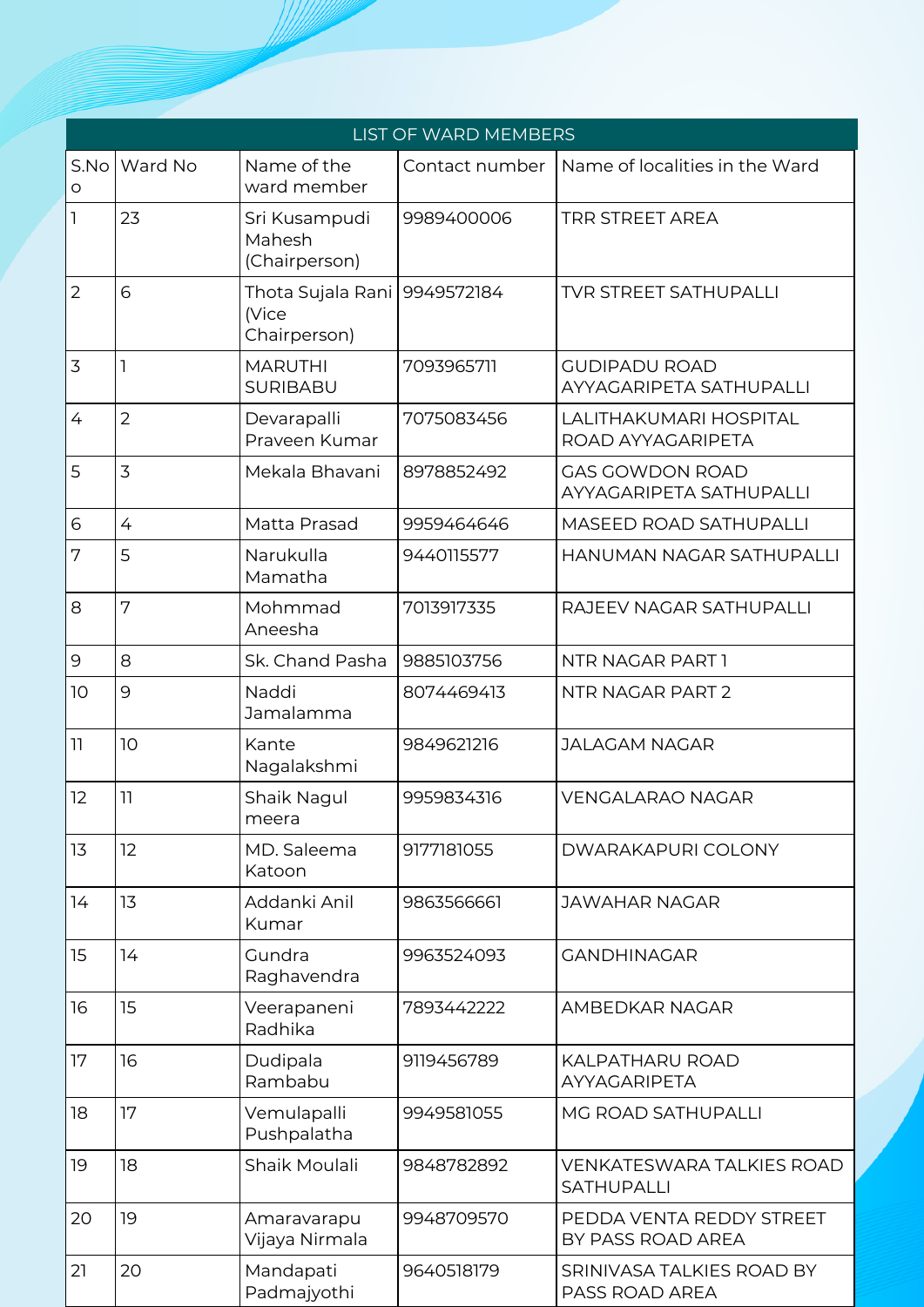| LIST OF WARD MEMBERS | | | | |
|---|---|---|---|---|
| S.No o | Ward No | Name of the ward member | Contact number | Name of localities in the Ward |
| 1 | 23 | Sri Kusampudi Mahesh (Chairperson) | 9989400006 | TRR STREET AREA |
| 2 | 6 | Thota Sujala Rani (Vice Chairperson) | 9949572184 | TVR STREET SATHUPALLI |
| 3 | 1 | MARUTHI SURIBABU | 7093965711 | GUDIPADU ROAD AYYAGARIPETA SATHUPALLI |
| 4 | 2 | Devarapalli Praveen Kumar | 7075083456 | LALITHAKUMARI HOSPITAL ROAD AYYAGARIPETA |
| 5 | 3 | Mekala Bhavani | 8978852492 | GAS GOWDON ROAD AYYAGARIPETA SATHUPALLI |
| 6 | 4 | Matta Prasad | 9959464646 | MASEED ROAD SATHUPALLI |
| 7 | 5 | Narukulla Mamatha | 9440115577 | HANUMAN NAGAR SATHUPALLI |
| 8 | 7 | Mohmmad Aneesha | 7013917335 | RAJEEV NAGAR SATHUPALLI |
| 9 | 8 | Sk. Chand Pasha | 9885103756 | NTR NAGAR PART 1 |
| 10 | 9 | Naddi Jamalamma | 8074469413 | NTR NAGAR PART 2 |
| 11 | 10 | Kante Nagalakshmi | 9849621216 | JALAGAM NAGAR |
| 12 | 11 | Shaik Nagul meera | 9959834316 | VENGALARAO NAGAR |
| 13 | 12 | MD. Saleema Katoon | 9177181055 | DWARAKAPURI COLONY |
| 14 | 13 | Addanki Anil Kumar | 9863566661 | JAWAHAR NAGAR |
| 15 | 14 | Gundra Raghavendra | 9963524093 | GANDHINAGAR |
| 16 | 15 | Veerapaneni Radhika | 7893442222 | AMBEDKAR NAGAR |
| 17 | 16 | Dudipala Rambabu | 9119456789 | KALPATHARU ROAD AYYAGARIPETA |
| 18 | 17 | Vemulapalli Pushpalatha | 9949581055 | MG ROAD SATHUPALLI |
| 19 | 18 | Shaik Moulali | 9848782892 | VENKATESWARA TALKIES ROAD SATHUPALLI |
| 20 | 19 | Amaravarapu Vijaya Nirmala | 9948709570 | PEDDA VENTA REDDY STREET BY PASS ROAD AREA |
| 21 | 20 | Mandapati Padmajyothi | 9640518179 | SRINIVASA TALKIES ROAD BY PASS ROAD AREA |